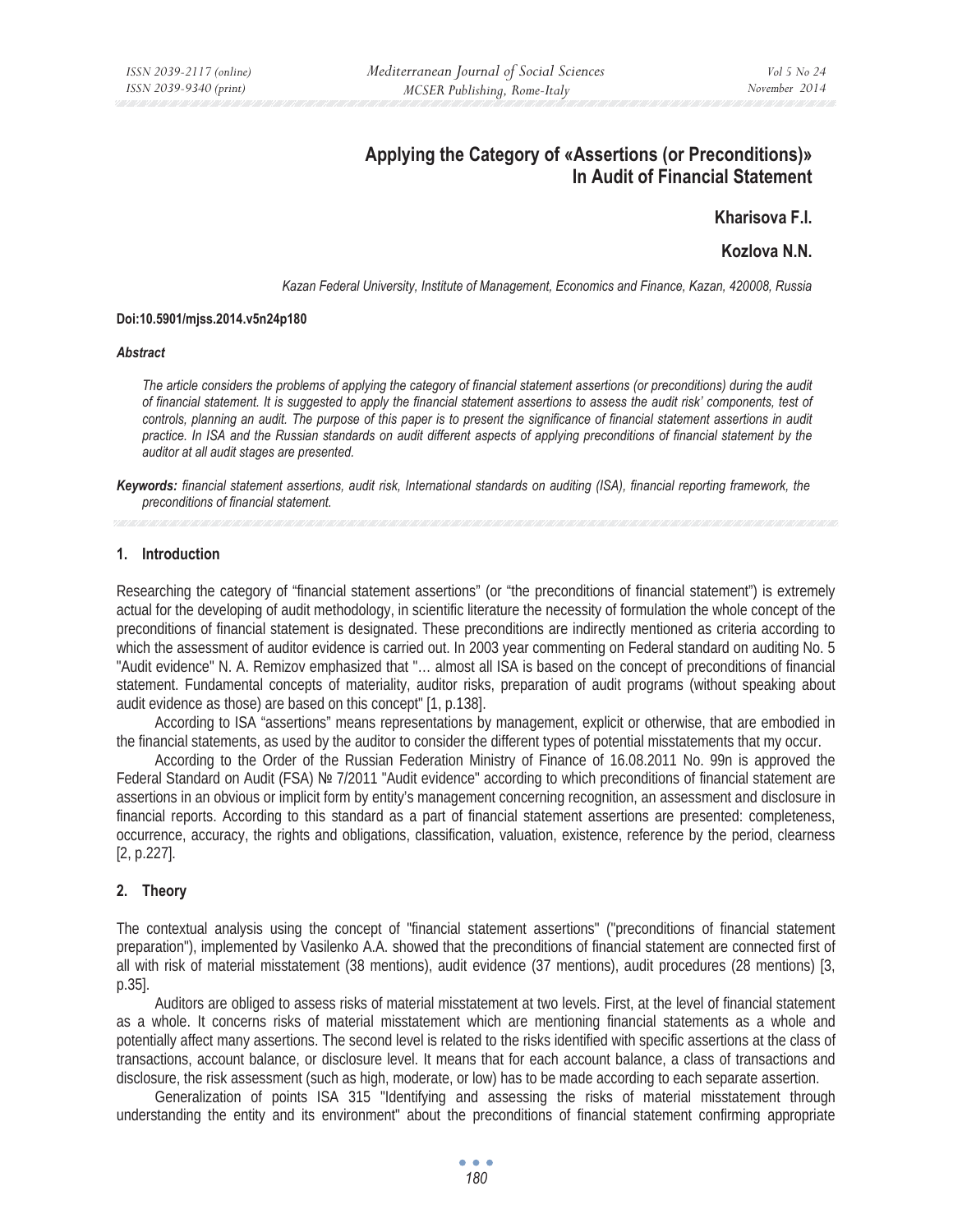# Applying the Category of «Assertions (or Preconditions)» In Audit of Financial Statement

**Kharisova F.I.**

**Kozlova N.N.**

*Kazan Federal University, Institute of Management, Economics and Finance, Kazan, 420008, Russia*

**Doi:10.5901/mjss.2014.v5n24p180**

***Abstract***

*The article considers the problems of applying the category of financial statement assertions (or preconditions) during the audit of financial statement. It is suggested to apply the financial statement assertions to assess the audit risk' components, test of controls, planning an audit. The purpose of this paper is to present the significance of financial statement assertions in audit practice. In ISA and the Russian standards on audit different aspects of applying preconditions of financial statement by the auditor at all audit stages are presented.*

***Keywords:*** *financial statement assertions, audit risk, International standards on auditing (ISA), financial reporting framework, the preconditions of financial statement.*

## 1. Introduction

Researching the category of "financial statement assertions" (or "the preconditions of financial statement") is extremely actual for the developing of audit methodology, in scientific literature the necessity of formulation the whole concept of the preconditions of financial statement is designated. These preconditions are indirectly mentioned as criteria according to which the assessment of auditor evidence is carried out. In 2003 year commenting on Federal standard on auditing No. 5 "Audit evidence" N. A. Remizov emphasized that "… almost all ISA is based on the concept of preconditions of financial statement. Fundamental concepts of materiality, auditor risks, preparation of audit programs (without speaking about audit evidence as those) are based on this concept" [1, p.138].

According to ISA "assertions" means representations by management, explicit or otherwise, that are embodied in the financial statements, as used by the auditor to consider the different types of potential misstatements that my occur.

According to the Order of the Russian Federation Ministry of Finance of 16.08.2011 No. 99n is approved the Federal Standard on Audit (FSA) № 7/2011 "Audit evidence" according to which preconditions of financial statement are assertions in an obvious or implicit form by entity's management concerning recognition, an assessment and disclosure in financial reports. According to this standard as a part of financial statement assertions are presented: completeness, occurrence, accuracy, the rights and obligations, classification, valuation, existence, reference by the period, clearness [2, p.227].

## 2. Theory

The contextual analysis using the concept of "financial statement assertions" ("preconditions of financial statement preparation"), implemented by Vasilenko A.A. showed that the preconditions of financial statement are connected first of all with risk of material misstatement (38 mentions), audit evidence (37 mentions), audit procedures (28 mentions) [3, p.35].

Auditors are obliged to assess risks of material misstatement at two levels. First, at the level of financial statement as a whole. It concerns risks of material misstatement which are mentioning financial statements as a whole and potentially affect many assertions. The second level is related to the risks identified with specific assertions at the class of transactions, account balance, or disclosure level. It means that for each account balance, a class of transactions and disclosure, the risk assessment (such as high, moderate, or low) has to be made according to each separate assertion.

Generalization of points ISA 315 "Identifying and assessing the risks of material misstatement through understanding the entity and its environment" about the preconditions of financial statement confirming appropriate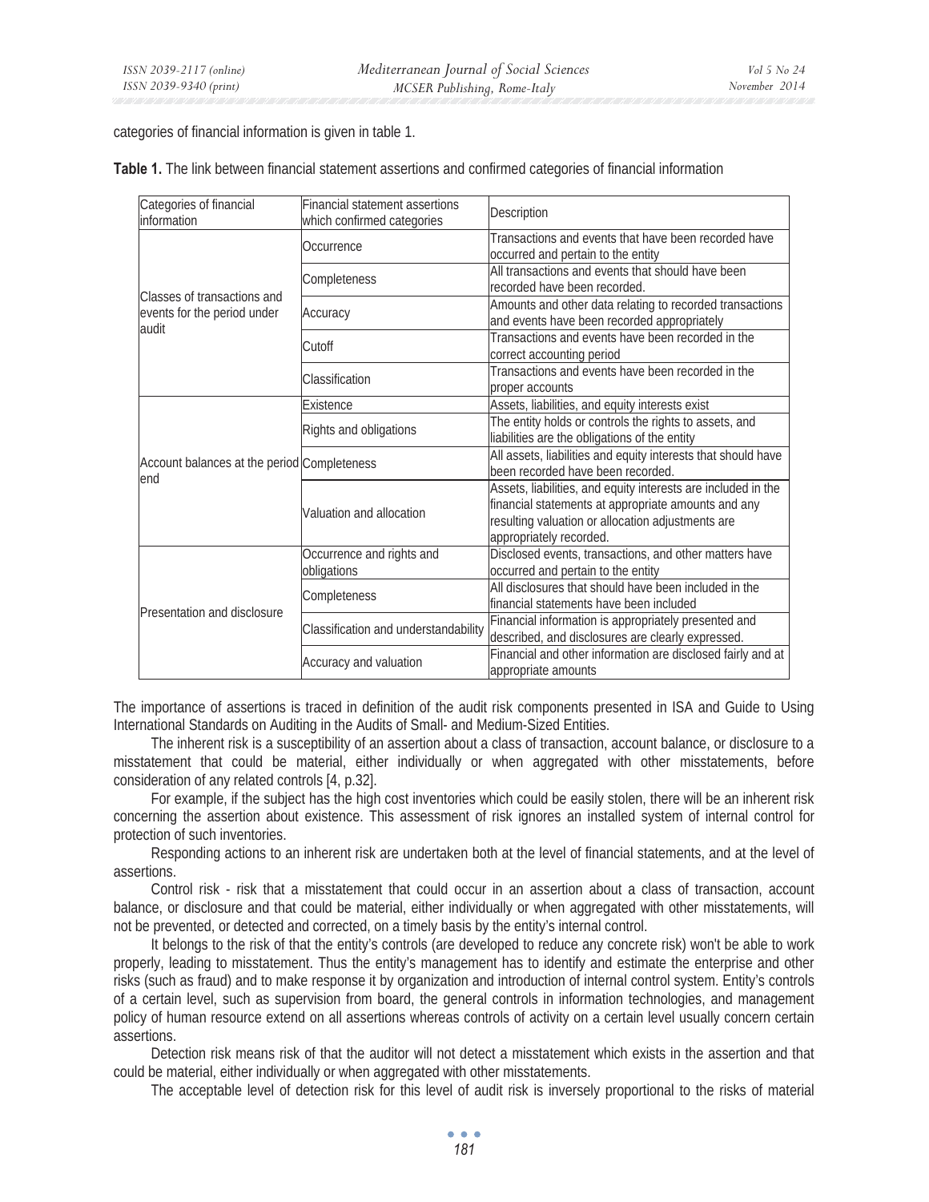categories of financial information is given in table 1.

**Table 1.** The link between financial statement assertions and confirmed categories of financial information

| Categories of financial information | Financial statement assertions which confirmed categories | Description |
|---|---|---|
| Classes of transactions and events for the period under audit | Occurrence | Transactions and events that have been recorded have occurred and pertain to the entity |
| | Completeness | All transactions and events that should have been recorded have been recorded. |
| | Accuracy | Amounts and other data relating to recorded transactions and events have been recorded appropriately |
| | Cutoff | Transactions and events have been recorded in the correct accounting period |
| | Classification | Transactions and events have been recorded in the proper accounts |
| Account balances at the period end | Existence | Assets, liabilities, and equity interests exist |
| | Rights and obligations | The entity holds or controls the rights to assets, and liabilities are the obligations of the entity |
| | Completeness | All assets, liabilities and equity interests that should have been recorded have been recorded. |
| | Valuation and allocation | Assets, liabilities, and equity interests are included in the financial statements at appropriate amounts and any resulting valuation or allocation adjustments are appropriately recorded. |
| Presentation and disclosure | Occurrence and rights and obligations | Disclosed events, transactions, and other matters have occurred and pertain to the entity |
| | Completeness | All disclosures that should have been included in the financial statements have been included |
| | Classification and understandability | Financial information is appropriately presented and described, and disclosures are clearly expressed. |
| | Accuracy and valuation | Financial and other information are disclosed fairly and at appropriate amounts |

The importance of assertions is traced in definition of the audit risk components presented in ISA and Guide to Using International Standards on Auditing in the Audits of Small- and Medium-Sized Entities.

The inherent risk is a susceptibility of an assertion about a class of transaction, account balance, or disclosure to a misstatement that could be material, either individually or when aggregated with other misstatements, before consideration of any related controls [4, p.32].

For example, if the subject has the high cost inventories which could be easily stolen, there will be an inherent risk concerning the assertion about existence. This assessment of risk ignores an installed system of internal control for protection of such inventories.

Responding actions to an inherent risk are undertaken both at the level of financial statements, and at the level of assertions.

Control risk - risk that a misstatement that could occur in an assertion about a class of transaction, account balance, or disclosure and that could be material, either individually or when aggregated with other misstatements, will not be prevented, or detected and corrected, on a timely basis by the entity's internal control.

It belongs to the risk of that the entity's controls (are developed to reduce any concrete risk) won't be able to work properly, leading to misstatement. Thus the entity's management has to identify and estimate the enterprise and other risks (such as fraud) and to make response it by organization and introduction of internal control system. Entity's controls of a certain level, such as supervision from board, the general controls in information technologies, and management policy of human resource extend on all assertions whereas controls of activity on a certain level usually concern certain assertions.

Detection risk means risk of that the auditor will not detect a misstatement which exists in the assertion and that could be material, either individually or when aggregated with other misstatements.

The acceptable level of detection risk for this level of audit risk is inversely proportional to the risks of material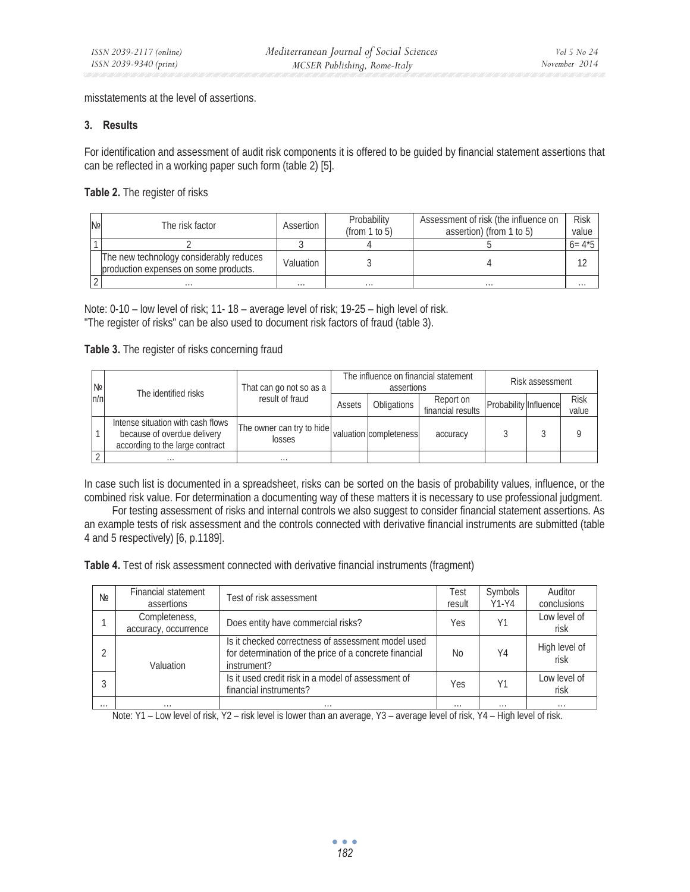misstatements at the level of assertions.

## 3. Results

For identification and assessment of audit risk components it is offered to be guided by financial statement assertions that can be reflected in a working paper such form (table 2) [5].

**Table 2.** The register of risks

| № | The risk factor | Assertion | Probability (from 1 to 5) | Assessment of risk (the influence on assertion) (from 1 to 5) | Risk value |
|---|---|---|---|---|---|
| 1 | 2 | 3 | 4 | 5 | 6= 4*5 |
| | The new technology considerably reduces production expenses on some products. | Valuation | 3 | 4 | 12 |
| 2 | … | … | … | … | … |

Note: 0-10 – low level of risk; 11- 18 – average level of risk; 19-25 – high level of risk.
"The register of risks" can be also used to document risk factors of fraud (table 3).

**Table 3.** The register of risks concerning fraud

| № п/п | The identified risks | That can go not so as a result of fraud | The influence on financial statement assertions | | | Risk assessment | | |
|---|---|---|---|---|---|---|---|---|
| | | | Assets | Obligations | Report on financial results | Probability | Influence | Risk value |
| 1 | Intense situation with cash flows because of overdue delivery according to the large contract | The owner can try to hide losses | valuation | completeness | accuracy | 3 | 3 | 9 |
| 2 | … | … | | | | | | |

In case such list is documented in a spreadsheet, risks can be sorted on the basis of probability values, influence, or the combined risk value. For determination a documenting way of these matters it is necessary to use professional judgment.

For testing assessment of risks and internal controls we also suggest to consider financial statement assertions. As an example tests of risk assessment and the controls connected with derivative financial instruments are submitted (table 4 and 5 respectively) [6, p.1189].

**Table 4.** Test of risk assessment connected with derivative financial instruments (fragment)

| № | Financial statement assertions | Test of risk assessment | Test result | Symbols Y1-Y4 | Auditor conclusions |
|---|---|---|---|---|---|
| 1 | Completeness, accuracy, occurrence | Does entity have commercial risks? | Yes | Y1 | Low level of risk |
| 2 | Valuation | Is it checked correctness of assessment model used for determination of the price of a concrete financial instrument? | No | Y4 | High level of risk |
| 3 | | Is it used credit risk in a model of assessment of financial instruments? | Yes | Y1 | Low level of risk |
| … | … | … | … | … | … |

Note: Y1 – Low level of risk, Y2 – risk level is lower than an average, Y3 – average level of risk, Y4 – High level of risk.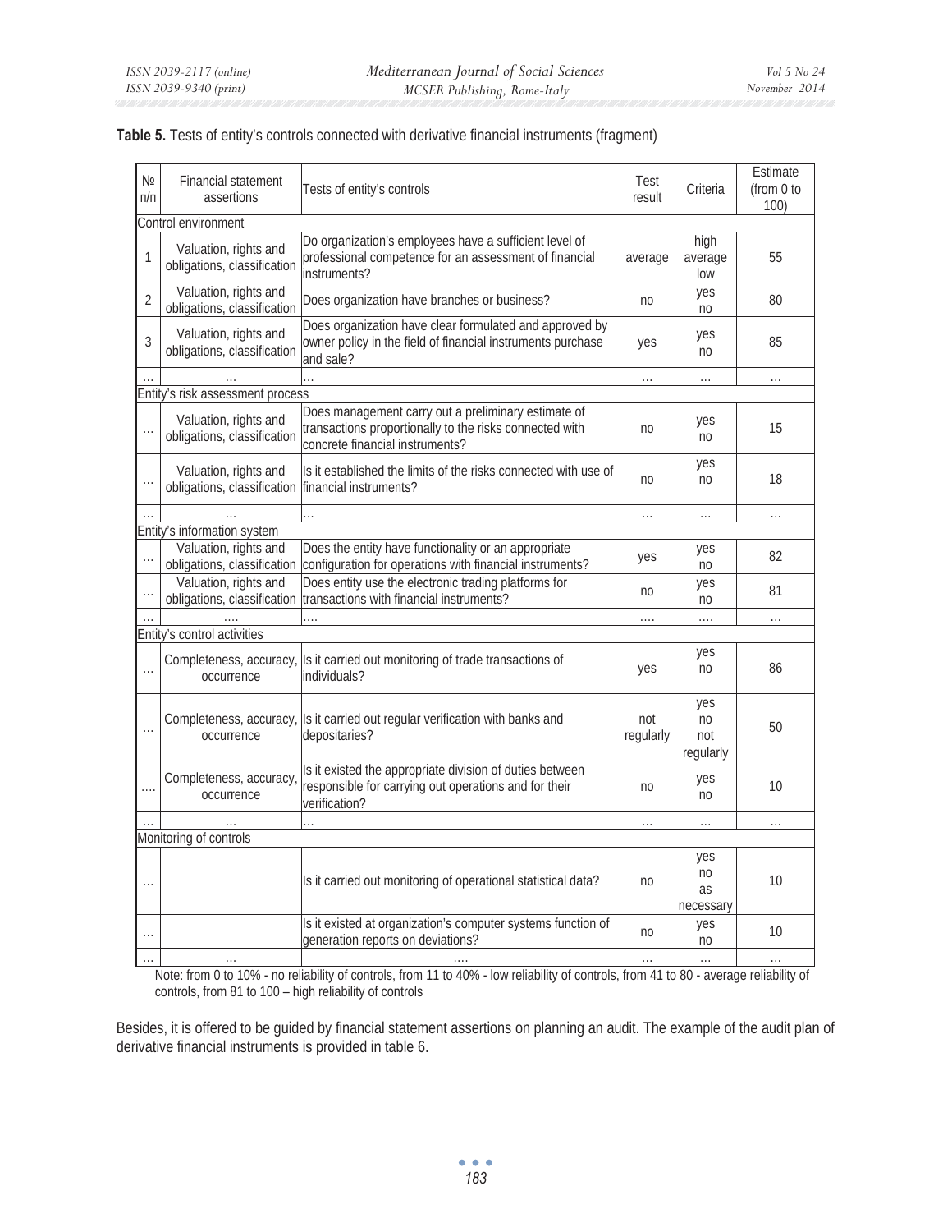**Table 5.** Tests of entity's controls connected with derivative financial instruments (fragment)

| № п/п | Financial statement assertions | Tests of entity's controls | Test result | Criteria | Estimate (from 0 to 100) |
|---|---|---|---|---|---|
| Control environment | | | | | |
| 1 | Valuation, rights and obligations, classification | Do organization's employees have a sufficient level of professional competence for an assessment of financial instruments? | average | high average low | 55 |
| 2 | Valuation, rights and obligations, classification | Does organization have branches or business? | no | yes no | 80 |
| 3 | Valuation, rights and obligations, classification | Does organization have clear formulated and approved by owner policy in the field of financial instruments purchase and sale? | yes | yes no | 85 |
| … | … | … | … | … | … |
| Entity's risk assessment process | | | | | |
| … | Valuation, rights and obligations, classification | Does management carry out a preliminary estimate of transactions proportionally to the risks connected with concrete financial instruments? | no | yes no | 15 |
| … | Valuation, rights and obligations, classification | Is it established the limits of the risks connected with use of financial instruments? | no | yes no | 18 |
| … | … | … | … | … | … |
| Entity's information system | | | | | |
| … | Valuation, rights and obligations, classification | Does the entity have functionality or an appropriate configuration for operations with financial instruments? | yes | yes no | 82 |
| … | Valuation, rights and obligations, classification | Does entity use the electronic trading platforms for transactions with financial instruments? | no | yes no | 81 |
| … | …. | …. | …. | …. | … |
| Entity's control activities | | | | | |
| … | Completeness, accuracy, occurrence | Is it carried out monitoring of trade transactions of individuals? | yes | yes no | 86 |
| … | Completeness, accuracy, occurrence | Is it carried out regular verification with banks and depositaries? | not regularly | yes no not regularly | 50 |
| …. | Completeness, accuracy, occurrence | Is it existed the appropriate division of duties between responsible for carrying out operations and for their verification? | no | yes no | 10 |
| … | … | … | … | … | … |
| Monitoring of controls | | | | | |
| … | | Is it carried out monitoring of operational statistical data? | no | yes no as necessary | 10 |
| … | | Is it existed at organization's computer systems function of generation reports on deviations? | no | yes no | 10 |
| … | … | …. | … | … | … |

Note: from 0 to 10% - no reliability of controls, from 11 to 40% - low reliability of controls, from 41 to 80 - average reliability of controls, from 81 to 100 – high reliability of controls

Besides, it is offered to be guided by financial statement assertions on planning an audit. The example of the audit plan of derivative financial instruments is provided in table 6.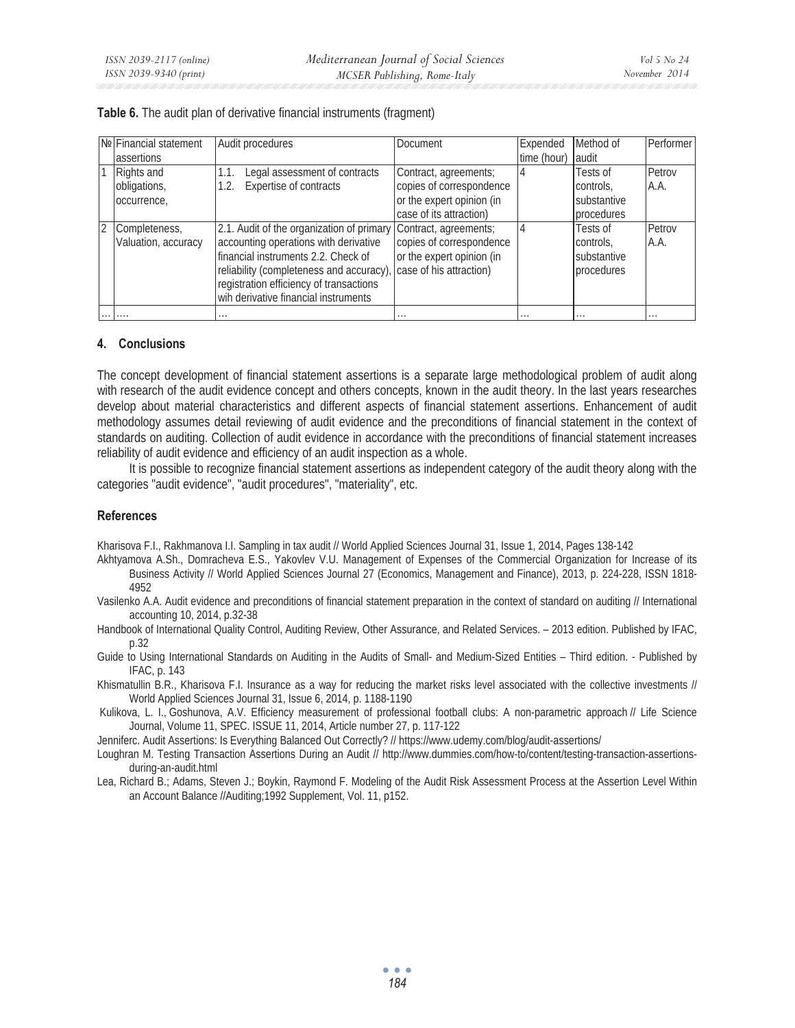**Table 6.** The audit plan of derivative financial instruments (fragment)

| № | Financial statement assertions | Audit procedures | Document | Expended time (hour) | Method of audit | Performer |
|---|---|---|---|---|---|---|
| 1 | Rights and obligations, occurrence, | 1.1. Legal assessment of contracts 1.2. Expertise of contracts | Contract, agreements; copies of correspondence or the expert opinion (in case of its attraction) | 4 | Tests of controls, substantive procedures | Petrov A.A. |
| 2 | Completeness, Valuation, accuracy | 2.1. Audit of the organization of primary accounting operations with derivative financial instruments 2.2. Check of reliability (completeness and accuracy), registration efficiency of transactions wih derivative financial instruments | Contract, agreements; copies of correspondence or the expert opinion (in case of his attraction) | 4 | Tests of controls, substantive procedures | Petrov A.A. |
| … | …. | … | … | … | … | … |

## 4. Conclusions

The concept development of financial statement assertions is a separate large methodological problem of audit along with research of the audit evidence concept and others concepts, known in the audit theory. In the last years researches develop about material characteristics and different aspects of financial statement assertions. Enhancement of audit methodology assumes detail reviewing of audit evidence and the preconditions of financial statement in the context of standards on auditing. Collection of audit evidence in accordance with the preconditions of financial statement increases reliability of audit evidence and efficiency of an audit inspection as a whole.

It is possible to recognize financial statement assertions as independent category of the audit theory along with the categories "audit evidence", "audit procedures", "materiality", etc.

## References

Kharisova F.I., Rakhmanova I.I. Sampling in tax audit // World Applied Sciences Journal 31, Issue 1, 2014, Pages 138-142

Akhtyamova A.Sh., Domracheva E.S., Yakovlev V.U. Management of Expenses of the Commercial Organization for Increase of its Business Activity // World Applied Sciences Journal 27 (Economics, Management and Finance), 2013, p. 224-228, ISSN 1818-4952

Vasilenko A.A. Audit evidence and preconditions of financial statement preparation in the context of standard on auditing // International accounting 10, 2014, p.32-38

Handbook of International Quality Control, Auditing Review, Other Assurance, and Related Services. – 2013 edition. Published by IFAC, p.32

Guide to Using International Standards on Auditing in the Audits of Small- and Medium-Sized Entities – Third edition. - Published by IFAC, p. 143

Khismatullin B.R., Kharisova F.I. Insurance as a way for reducing the market risks level associated with the collective investments // World Applied Sciences Journal 31, Issue 6, 2014, p. 1188-1190

Kulikova, L. I., Goshunova, A.V. Efficiency measurement of professional football clubs: A non-parametric approach // Life Science Journal, Volume 11, SPEC. ISSUE 11, 2014, Article number 27, p. 117-122

Jenniferc. Audit Assertions: Is Everything Balanced Out Correctly? // https://www.udemy.com/blog/audit-assertions/

Loughran M. Testing Transaction Assertions During an Audit // http://www.dummies.com/how-to/content/testing-transaction-assertions-during-an-audit.html

Lea, Richard B.; Adams, Steven J.; Boykin, Raymond F. Modeling of the Audit Risk Assessment Process at the Assertion Level Within an Account Balance //Auditing;1992 Supplement, Vol. 11, p152.